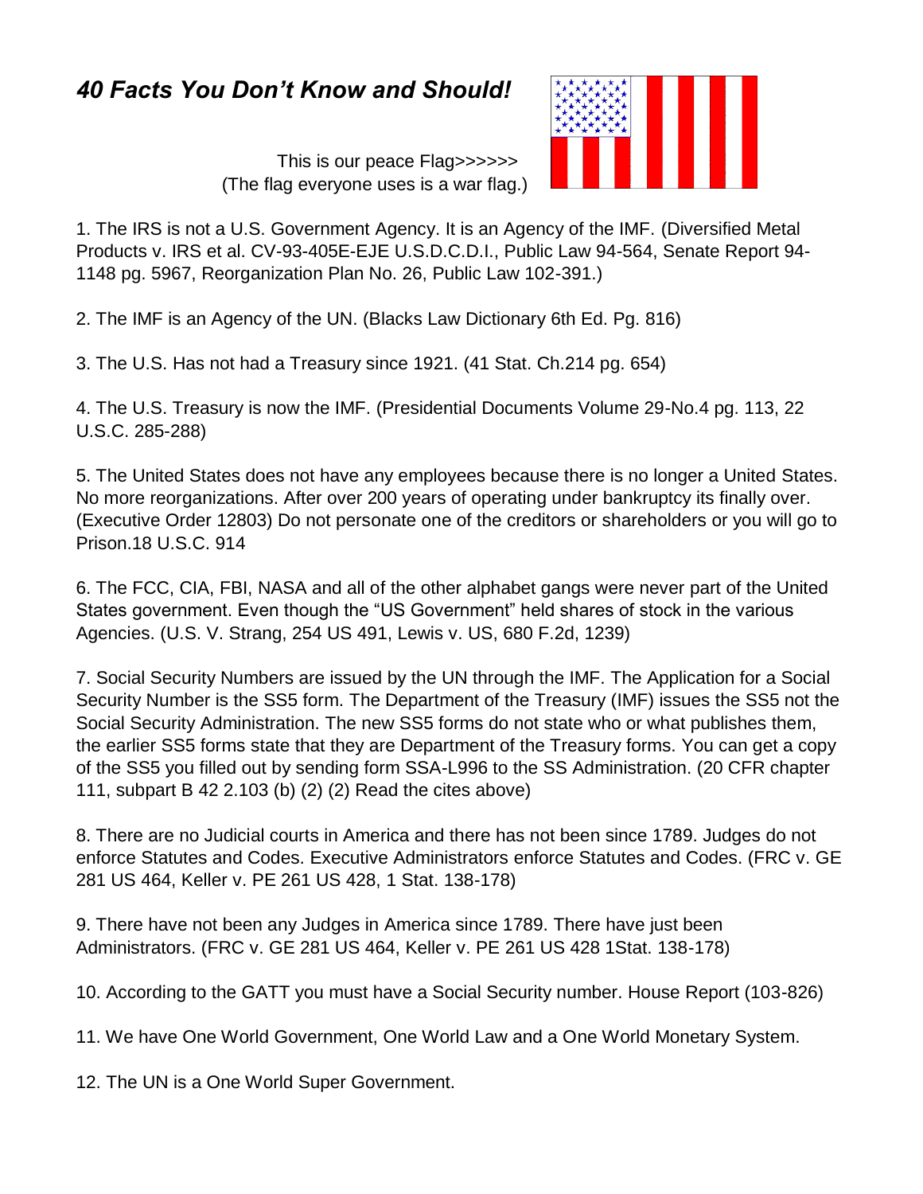# *40 Facts You Don't Know and Should!*

This is our peace Flag>>>>>>
(The flag everyone uses is a war flag.)

1. The IRS is not a U.S. Government Agency. It is an Agency of the IMF. (Diversified Metal Products v. IRS et al. CV-93-405E-EJE U.S.D.C.D.I., Public Law 94-564, Senate Report 94-1148 pg. 5967, Reorganization Plan No. 26, Public Law 102-391.)

2. The IMF is an Agency of the UN. (Blacks Law Dictionary 6th Ed. Pg. 816)

3. The U.S. Has not had a Treasury since 1921. (41 Stat. Ch.214 pg. 654)

4. The U.S. Treasury is now the IMF. (Presidential Documents Volume 29-No.4 pg. 113, 22 U.S.C. 285-288)

5. The United States does not have any employees because there is no longer a United States. No more reorganizations. After over 200 years of operating under bankruptcy its finally over. (Executive Order 12803) Do not personate one of the creditors or shareholders or you will go to Prison.18 U.S.C. 914

6. The FCC, CIA, FBI, NASA and all of the other alphabet gangs were never part of the United States government. Even though the "US Government" held shares of stock in the various Agencies. (U.S. V. Strang, 254 US 491, Lewis v. US, 680 F.2d, 1239)

7. Social Security Numbers are issued by the UN through the IMF. The Application for a Social Security Number is the SS5 form. The Department of the Treasury (IMF) issues the SS5 not the Social Security Administration. The new SS5 forms do not state who or what publishes them, the earlier SS5 forms state that they are Department of the Treasury forms. You can get a copy of the SS5 you filled out by sending form SSA-L996 to the SS Administration. (20 CFR chapter 111, subpart B 42 2.103 (b) (2) (2) Read the cites above)

8. There are no Judicial courts in America and there has not been since 1789. Judges do not enforce Statutes and Codes. Executive Administrators enforce Statutes and Codes. (FRC v. GE 281 US 464, Keller v. PE 261 US 428, 1 Stat. 138-178)

9. There have not been any Judges in America since 1789. There have just been Administrators. (FRC v. GE 281 US 464, Keller v. PE 261 US 428 1Stat. 138-178)

10. According to the GATT you must have a Social Security number. House Report (103-826)

11. We have One World Government, One World Law and a One World Monetary System.

12. The UN is a One World Super Government.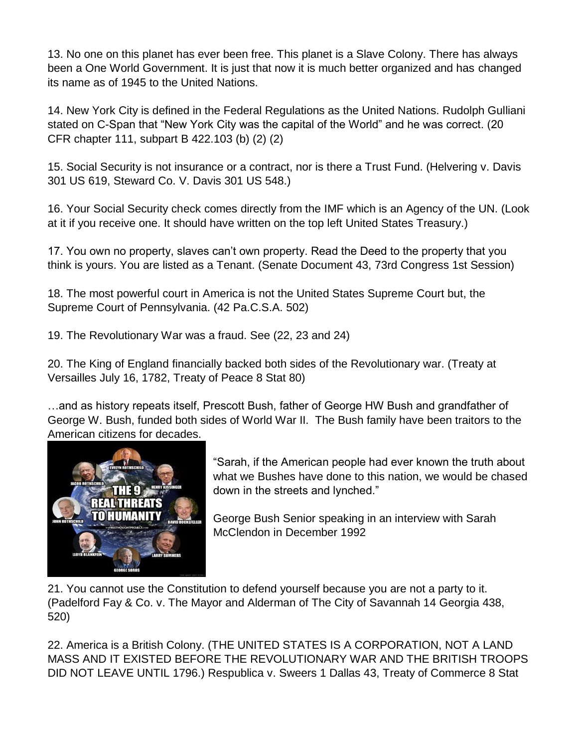13. No one on this planet has ever been free. This planet is a Slave Colony. There has always been a One World Government. It is just that now it is much better organized and has changed its name as of 1945 to the United Nations.

14. New York City is defined in the Federal Regulations as the United Nations. Rudolph Gulliani stated on C-Span that "New York City was the capital of the World" and he was correct. (20 CFR chapter 111, subpart B 422.103 (b) (2) (2)

15. Social Security is not insurance or a contract, nor is there a Trust Fund. (Helvering v. Davis 301 US 619, Steward Co. V. Davis 301 US 548.)

16. Your Social Security check comes directly from the IMF which is an Agency of the UN. (Look at it if you receive one. It should have written on the top left United States Treasury.)

17. You own no property, slaves can't own property. Read the Deed to the property that you think is yours. You are listed as a Tenant. (Senate Document 43, 73rd Congress 1st Session)

18. The most powerful court in America is not the United States Supreme Court but, the Supreme Court of Pennsylvania. (42 Pa.C.S.A. 502)

19. The Revolutionary War was a fraud. See (22, 23 and 24)

20. The King of England financially backed both sides of the Revolutionary war. (Treaty at Versailles July 16, 1782, Treaty of Peace 8 Stat 80)

…and as history repeats itself, Prescott Bush, father of George HW Bush and grandfather of George W. Bush, funded both sides of World War II. The Bush family have been traitors to the American citizens for decades.

"Sarah, if the American people had ever known the truth about what we Bushes have done to this nation, we would be chased down in the streets and lynched."

George Bush Senior speaking in an interview with Sarah McClendon in December 1992

21. You cannot use the Constitution to defend yourself because you are not a party to it. (Padelford Fay & Co. v. The Mayor and Alderman of The City of Savannah 14 Georgia 438, 520)

22. America is a British Colony. (THE UNITED STATES IS A CORPORATION, NOT A LAND MASS AND IT EXISTED BEFORE THE REVOLUTIONARY WAR AND THE BRITISH TROOPS DID NOT LEAVE UNTIL 1796.) Respublica v. Sweers 1 Dallas 43, Treaty of Commerce 8 Stat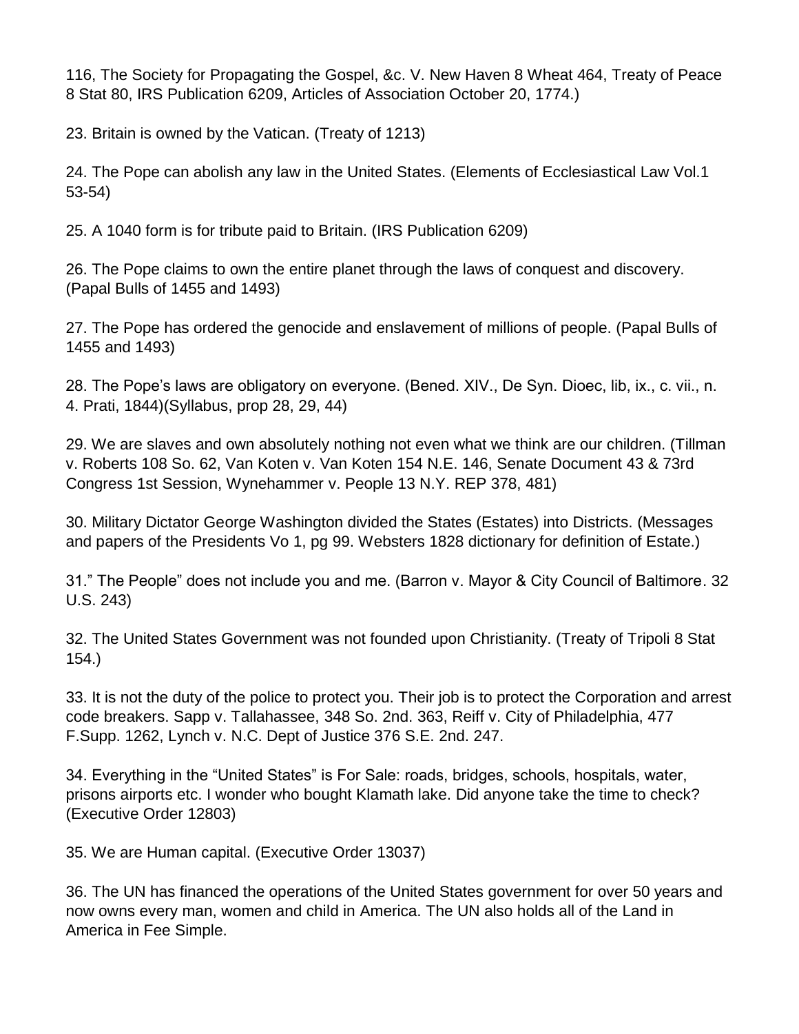116, The Society for Propagating the Gospel, &c. V. New Haven 8 Wheat 464, Treaty of Peace 8 Stat 80, IRS Publication 6209, Articles of Association October 20, 1774.)

23. Britain is owned by the Vatican. (Treaty of 1213)

24. The Pope can abolish any law in the United States. (Elements of Ecclesiastical Law Vol.1 53-54)

25. A 1040 form is for tribute paid to Britain. (IRS Publication 6209)

26. The Pope claims to own the entire planet through the laws of conquest and discovery. (Papal Bulls of 1455 and 1493)

27. The Pope has ordered the genocide and enslavement of millions of people. (Papal Bulls of 1455 and 1493)

28. The Pope's laws are obligatory on everyone. (Bened. XIV., De Syn. Dioec, lib, ix., c. vii., n. 4. Prati, 1844)(Syllabus, prop 28, 29, 44)

29. We are slaves and own absolutely nothing not even what we think are our children. (Tillman v. Roberts 108 So. 62, Van Koten v. Van Koten 154 N.E. 146, Senate Document 43 & 73rd Congress 1st Session, Wynehammer v. People 13 N.Y. REP 378, 481)

30. Military Dictator George Washington divided the States (Estates) into Districts. (Messages and papers of the Presidents Vo 1, pg 99. Websters 1828 dictionary for definition of Estate.)

31." The People" does not include you and me. (Barron v. Mayor & City Council of Baltimore. 32 U.S. 243)

32. The United States Government was not founded upon Christianity. (Treaty of Tripoli 8 Stat 154.)

33. It is not the duty of the police to protect you. Their job is to protect the Corporation and arrest code breakers. Sapp v. Tallahassee, 348 So. 2nd. 363, Reiff v. City of Philadelphia, 477 F.Supp. 1262, Lynch v. N.C. Dept of Justice 376 S.E. 2nd. 247.

34. Everything in the "United States" is For Sale: roads, bridges, schools, hospitals, water, prisons airports etc. I wonder who bought Klamath lake. Did anyone take the time to check? (Executive Order 12803)

35. We are Human capital. (Executive Order 13037)

36. The UN has financed the operations of the United States government for over 50 years and now owns every man, women and child in America. The UN also holds all of the Land in America in Fee Simple.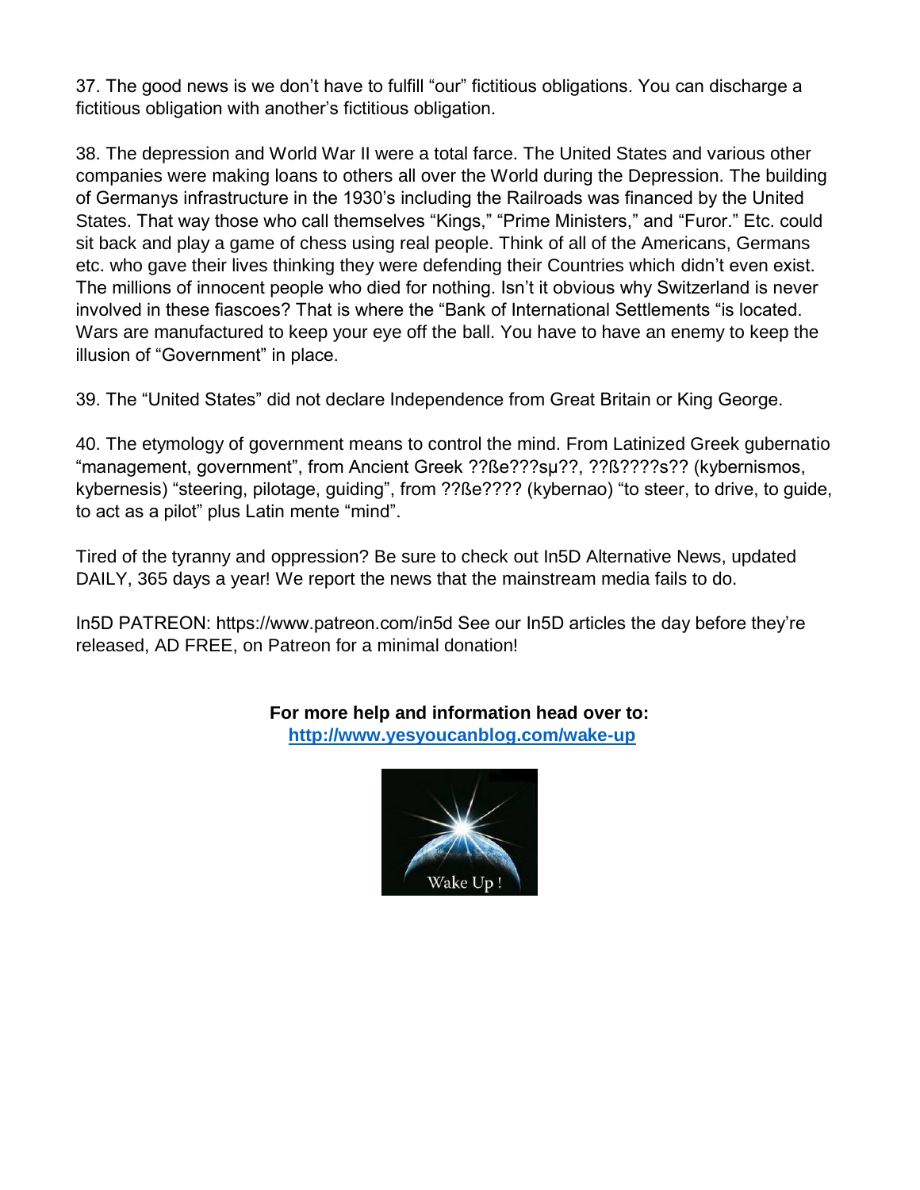37. The good news is we don't have to fulfill "our" fictitious obligations. You can discharge a fictitious obligation with another's fictitious obligation.

38. The depression and World War II were a total farce. The United States and various other companies were making loans to others all over the World during the Depression. The building of Germanys infrastructure in the 1930's including the Railroads was financed by the United States. That way those who call themselves "Kings," "Prime Ministers," and "Furor." Etc. could sit back and play a game of chess using real people. Think of all of the Americans, Germans etc. who gave their lives thinking they were defending their Countries which didn't even exist. The millions of innocent people who died for nothing. Isn't it obvious why Switzerland is never involved in these fiascoes? That is where the "Bank of International Settlements "is located. Wars are manufactured to keep your eye off the ball. You have to have an enemy to keep the illusion of "Government" in place.

39. The "United States" did not declare Independence from Great Britain or King George.

40. The etymology of government means to control the mind. From Latinized Greek gubernatio "management, government", from Ancient Greek ??ße???sµ??, ??ß????s?? (kybernismos, kybernesis) "steering, pilotage, guiding", from ??ße???? (kybernao) "to steer, to drive, to guide, to act as a pilot" plus Latin mente "mind".

Tired of the tyranny and oppression? Be sure to check out In5D Alternative News, updated DAILY, 365 days a year! We report the news that the mainstream media fails to do.

In5D PATREON: https://www.patreon.com/in5d See our In5D articles the day before they're released, AD FREE, on Patreon for a minimal donation!

**For more help and information head over to:**
**http://www.yesyoucanblog.com/wake-up**

Wake Up !